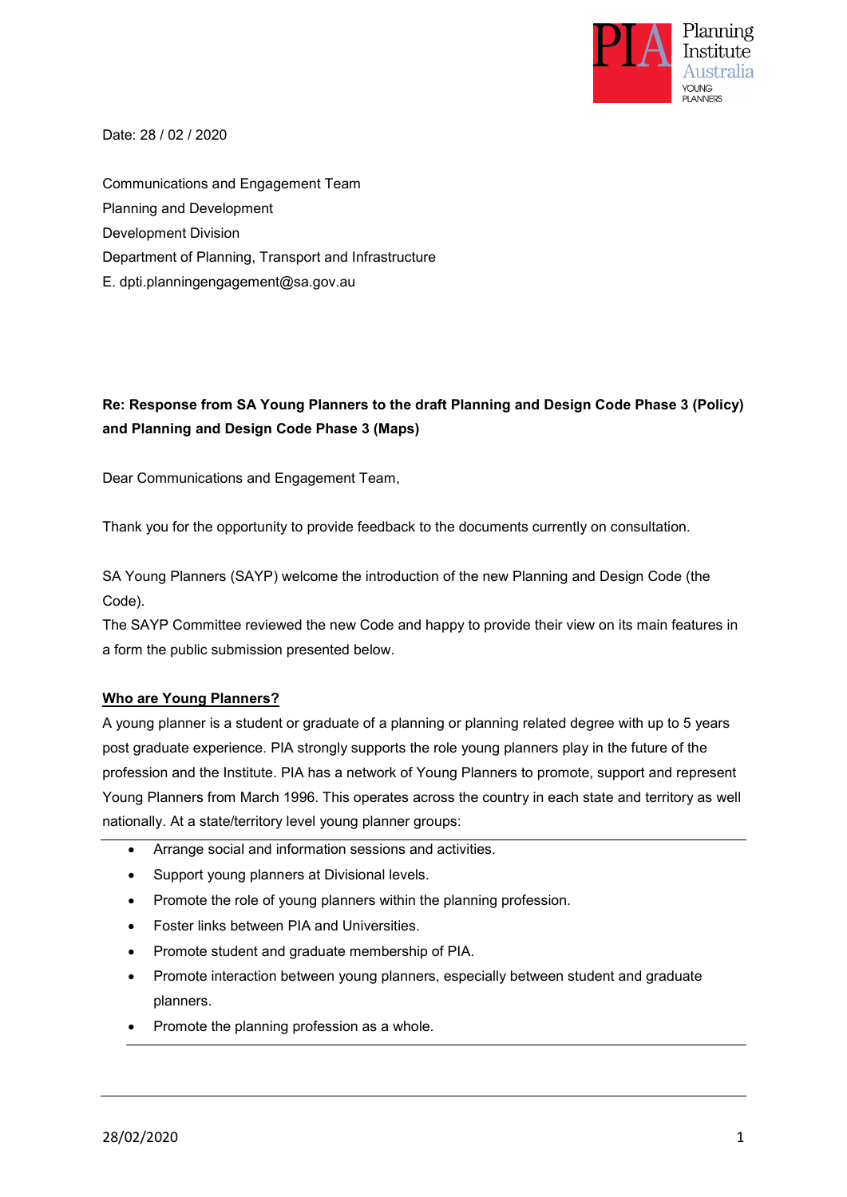Date: 28 / 02 / 2020

Communications and Engagement Team
Planning and Development
Development Division
Department of Planning, Transport and Infrastructure
E. dpti.planningengagement@sa.gov.au

**Re: Response from SA Young Planners to the draft Planning and Design Code Phase 3 (Policy) and Planning and Design Code Phase 3 (Maps)**

Dear Communications and Engagement Team,

Thank you for the opportunity to provide feedback to the documents currently on consultation.

SA Young Planners (SAYP) welcome the introduction of the new Planning and Design Code (the Code).
The SAYP Committee reviewed the new Code and happy to provide their view on its main features in a form the public submission presented below.

**Who are Young Planners?**

A young planner is a student or graduate of a planning or planning related degree with up to 5 years post graduate experience. PIA strongly supports the role young planners play in the future of the profession and the Institute. PIA has a network of Young Planners to promote, support and represent Young Planners from March 1996. This operates across the country in each state and territory as well nationally. At a state/territory level young planner groups:

- Arrange social and information sessions and activities.
- Support young planners at Divisional levels.
- Promote the role of young planners within the planning profession.
- Foster links between PIA and Universities.
- Promote student and graduate membership of PIA.
- Promote interaction between young planners, especially between student and graduate planners.
- Promote the planning profession as a whole.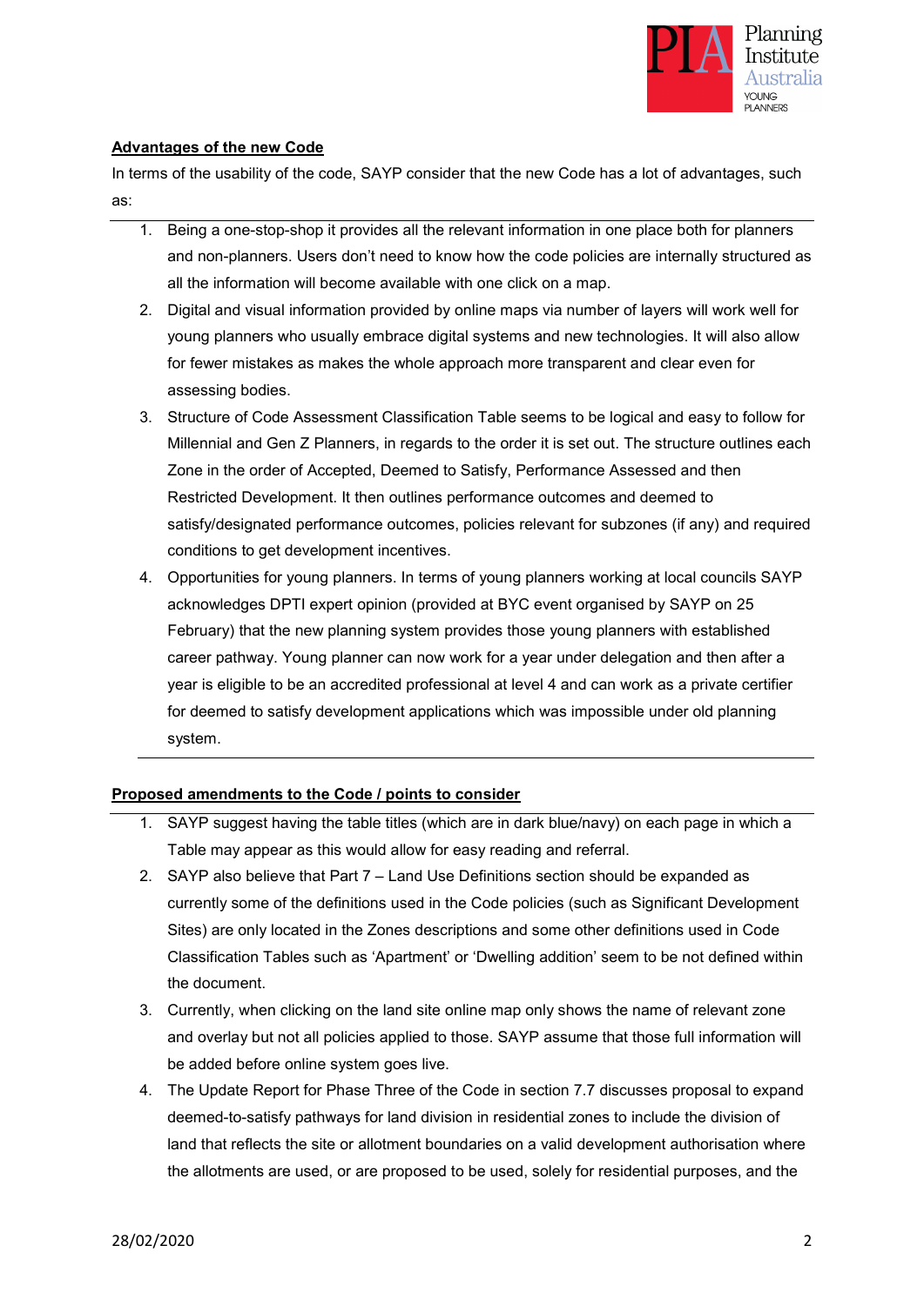**Advantages of the new Code**

In terms of the usability of the code, SAYP consider that the new Code has a lot of advantages, such as:

1. Being a one-stop-shop it provides all the relevant information in one place both for planners and non-planners. Users don't need to know how the code policies are internally structured as all the information will become available with one click on a map.
2. Digital and visual information provided by online maps via number of layers will work well for young planners who usually embrace digital systems and new technologies. It will also allow for fewer mistakes as makes the whole approach more transparent and clear even for assessing bodies.
3. Structure of Code Assessment Classification Table seems to be logical and easy to follow for Millennial and Gen Z Planners, in regards to the order it is set out. The structure outlines each Zone in the order of Accepted, Deemed to Satisfy, Performance Assessed and then Restricted Development. It then outlines performance outcomes and deemed to satisfy/designated performance outcomes, policies relevant for subzones (if any) and required conditions to get development incentives.
4. Opportunities for young planners. In terms of young planners working at local councils SAYP acknowledges DPTI expert opinion (provided at BYC event organised by SAYP on 25 February) that the new planning system provides those young planners with established career pathway. Young planner can now work for a year under delegation and then after a year is eligible to be an accredited professional at level 4 and can work as a private certifier for deemed to satisfy development applications which was impossible under old planning system.

**Proposed amendments to the Code / points to consider**

1. SAYP suggest having the table titles (which are in dark blue/navy) on each page in which a Table may appear as this would allow for easy reading and referral.
2. SAYP also believe that Part 7 – Land Use Definitions section should be expanded as currently some of the definitions used in the Code policies (such as Significant Development Sites) are only located in the Zones descriptions and some other definitions used in Code Classification Tables such as 'Apartment' or 'Dwelling addition' seem to be not defined within the document.
3. Currently, when clicking on the land site online map only shows the name of relevant zone and overlay but not all policies applied to those. SAYP assume that those full information will be added before online system goes live.
4. The Update Report for Phase Three of the Code in section 7.7 discusses proposal to expand deemed-to-satisfy pathways for land division in residential zones to include the division of land that reflects the site or allotment boundaries on a valid development authorisation where the allotments are used, or are proposed to be used, solely for residential purposes, and the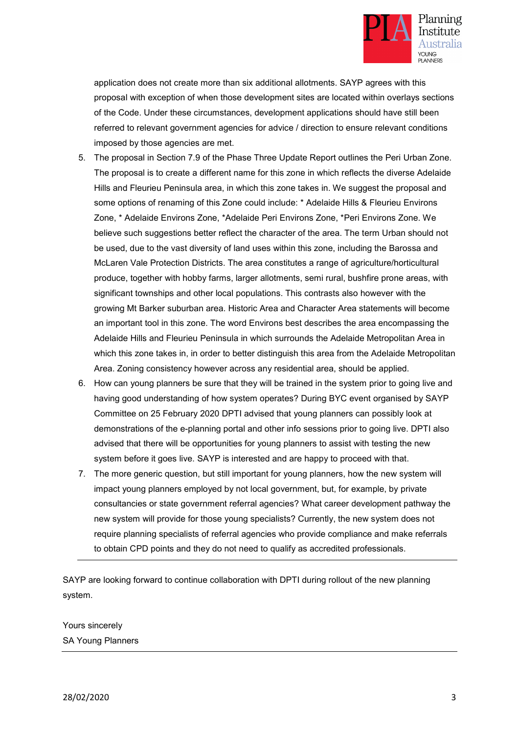application does not create more than six additional allotments. SAYP agrees with this proposal with exception of when those development sites are located within overlays sections of the Code. Under these circumstances, development applications should have still been referred to relevant government agencies for advice / direction to ensure relevant conditions imposed by those agencies are met.

5. The proposal in Section 7.9 of the Phase Three Update Report outlines the Peri Urban Zone. The proposal is to create a different name for this zone in which reflects the diverse Adelaide Hills and Fleurieu Peninsula area, in which this zone takes in. We suggest the proposal and some options of renaming of this Zone could include: * Adelaide Hills & Fleurieu Environs Zone, * Adelaide Environs Zone, *Adelaide Peri Environs Zone, *Peri Environs Zone. We believe such suggestions better reflect the character of the area. The term Urban should not be used, due to the vast diversity of land uses within this zone, including the Barossa and McLaren Vale Protection Districts. The area constitutes a range of agriculture/horticultural produce, together with hobby farms, larger allotments, semi rural, bushfire prone areas, with significant townships and other local populations. This contrasts also however with the growing Mt Barker suburban area. Historic Area and Character Area statements will become an important tool in this zone. The word Environs best describes the area encompassing the Adelaide Hills and Fleurieu Peninsula in which surrounds the Adelaide Metropolitan Area in which this zone takes in, in order to better distinguish this area from the Adelaide Metropolitan Area. Zoning consistency however across any residential area, should be applied.
6. How can young planners be sure that they will be trained in the system prior to going live and having good understanding of how system operates? During BYC event organised by SAYP Committee on 25 February 2020 DPTI advised that young planners can possibly look at demonstrations of the e-planning portal and other info sessions prior to going live. DPTI also advised that there will be opportunities for young planners to assist with testing the new system before it goes live. SAYP is interested and are happy to proceed with that.
7. The more generic question, but still important for young planners, how the new system will impact young planners employed by not local government, but, for example, by private consultancies or state government referral agencies? What career development pathway the new system will provide for those young specialists? Currently, the new system does not require planning specialists of referral agencies who provide compliance and make referrals to obtain CPD points and they do not need to qualify as accredited professionals.

---

SAYP are looking forward to continue collaboration with DPTI during rollout of the new planning system.

Yours sincerely
SA Young Planners

---

28/02/2020